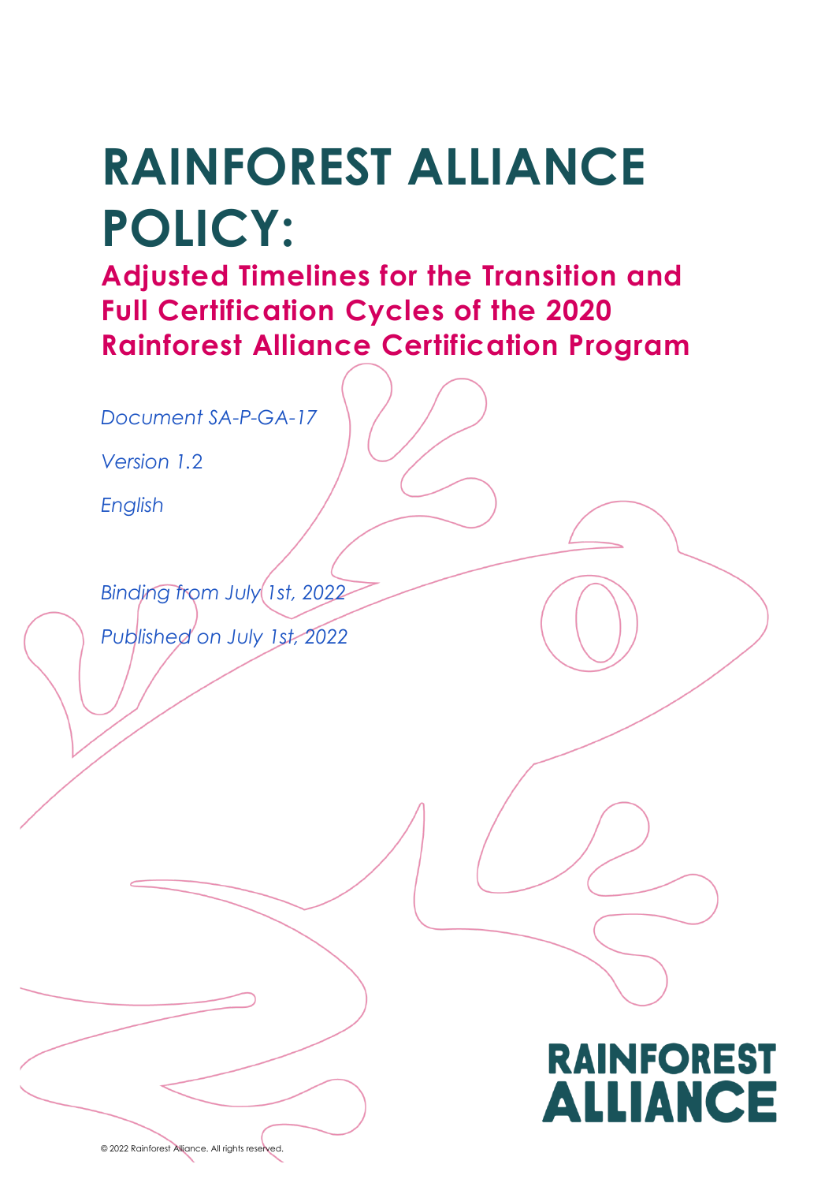# RAINFOREST ALLIANCE POLICY:

## Adjusted Timelines for the Transition and Full Certification Cycles of the 2020 Rainforest Alliance Certification Program

*Document SA-P-GA-17*

*Version 1.2*

*English*

*Binding from July 1st, 2022*

*Published on July 1st, 2022*

RAINFOREST ALLIANCE

© 2022 Rainforest Alliance. All rights reserved.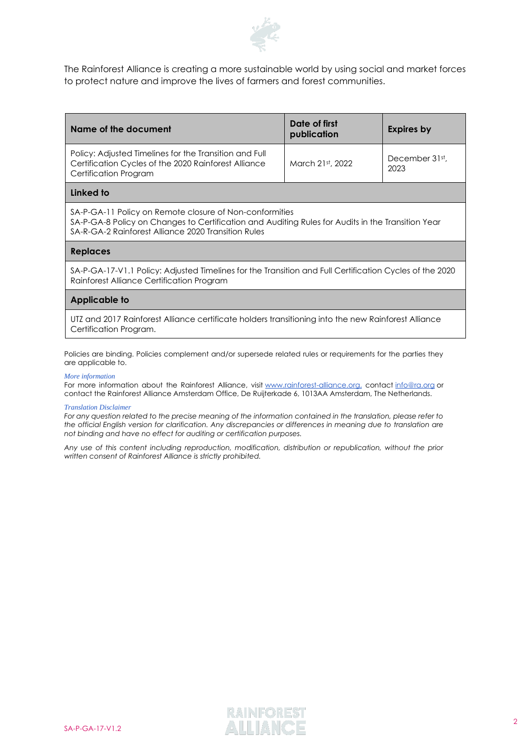The Rainforest Alliance is creating a more sustainable world by using social and market forces to protect nature and improve the lives of farmers and forest communities.

| Name of the document | Date of first publication | Expires by |
|---|---|---|
| Policy: Adjusted Timelines for the Transition and Full Certification Cycles of the 2020 Rainforest Alliance Certification Program | March 21st, 2022 | December 31st, 2023 |
| **Linked to** | | |
| SA-P-GA-11 Policy on Remote closure of Non-conformities<br>SA-P-GA-8 Policy on Changes to Certification and Auditing Rules for Audits in the Transition Year<br>SA-R-GA-2 Rainforest Alliance 2020 Transition Rules | | |
| **Replaces** | | |
| SA-P-GA-17-V1.1 Policy: Adjusted Timelines for the Transition and Full Certification Cycles of the 2020 Rainforest Alliance Certification Program | | |
| **Applicable to** | | |
| UTZ and 2017 Rainforest Alliance certificate holders transitioning into the new Rainforest Alliance Certification Program. | | |

Policies are binding. Policies complement and/or supersede related rules or requirements for the parties they are applicable to.

*More information*

For more information about the Rainforest Alliance, visit www.rainforest-alliance.org, contact info@ra.org or contact the Rainforest Alliance Amsterdam Office, De Ruijterkade 6, 1013AA Amsterdam, The Netherlands.

*Translation Disclaimer*

*For any question related to the precise meaning of the information contained in the translation, please refer to the official English version for clarification. Any discrepancies or differences in meaning due to translation are not binding and have no effect for auditing or certification purposes.*

*Any use of this content including reproduction, modification, distribution or republication, without the prior written consent of Rainforest Alliance is strictly prohibited.*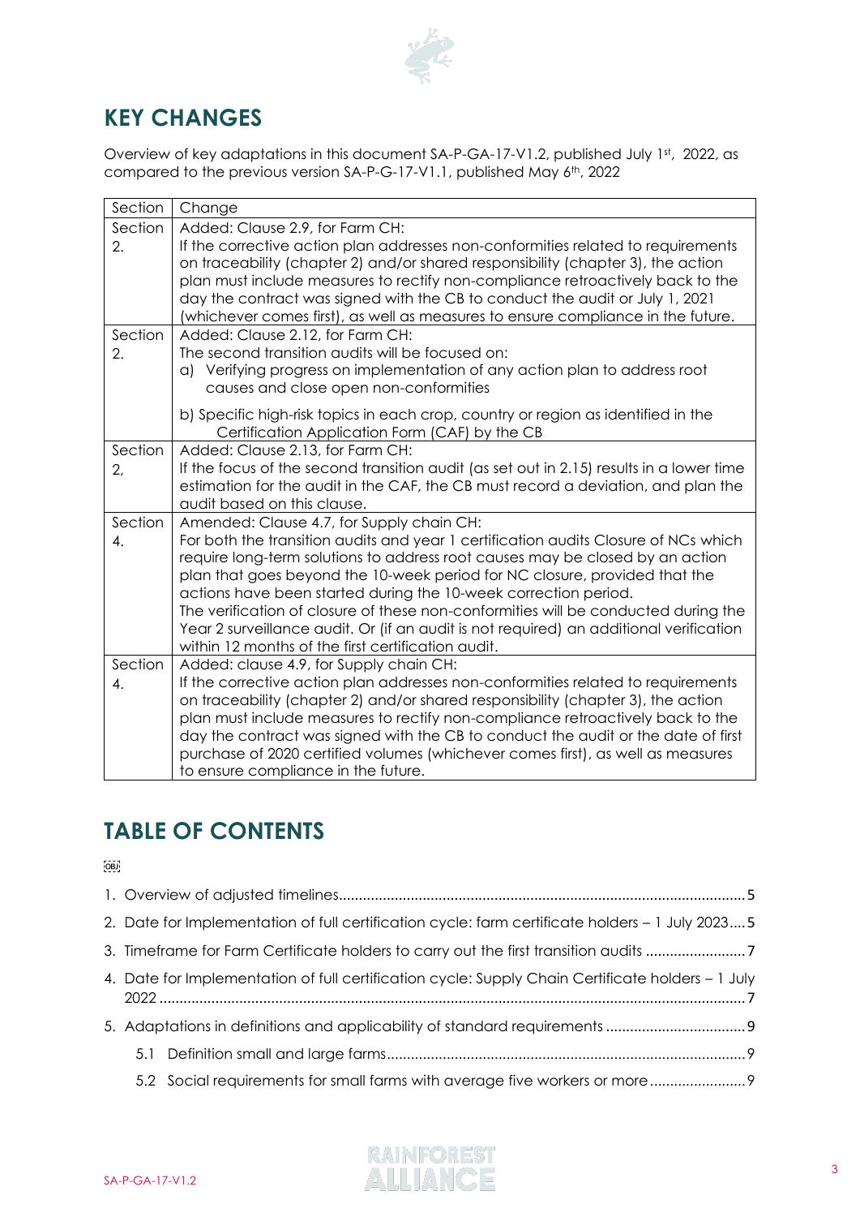## KEY CHANGES

Overview of key adaptations in this document SA-P-GA-17-V1.2, published July 1st, 2022, as compared to the previous version SA-P-G-17-V1.1, published May 6th, 2022

| Section | Change |
|---|---|
| Section 2. | Added: Clause 2.9, for Farm CH:<br>If the corrective action plan addresses non-conformities related to requirements on traceability (chapter 2) and/or shared responsibility (chapter 3), the action plan must include measures to rectify non-compliance retroactively back to the day the contract was signed with the CB to conduct the audit or July 1, 2021 (whichever comes first), as well as measures to ensure compliance in the future. |
| Section 2. | Added: Clause 2.12, for Farm CH:<br>The second transition audits will be focused on:<br>a) Verifying progress on implementation of any action plan to address root causes and close open non-conformities<br>b) Specific high-risk topics in each crop, country or region as identified in the Certification Application Form (CAF) by the CB |
| Section 2, | Added: Clause 2.13, for Farm CH:<br>If the focus of the second transition audit (as set out in 2.15) results in a lower time estimation for the audit in the CAF, the CB must record a deviation, and plan the audit based on this clause. |
| Section 4. | Amended: Clause 4.7, for Supply chain CH:<br>For both the transition audits and year 1 certification audits Closure of NCs which require long-term solutions to address root causes may be closed by an action plan that goes beyond the 10-week period for NC closure, provided that the actions have been started during the 10-week correction period.<br>The verification of closure of these non-conformities will be conducted during the Year 2 surveillance audit. Or (if an audit is not required) an additional verification within 12 months of the first certification audit. |
| Section 4. | Added: clause 4.9, for Supply chain CH:<br>If the corrective action plan addresses non-conformities related to requirements on traceability (chapter 2) and/or shared responsibility (chapter 3), the action plan must include measures to rectify non-compliance retroactively back to the day the contract was signed with the CB to conduct the audit or the date of first purchase of 2020 certified volumes (whichever comes first), as well as measures to ensure compliance in the future. |

## TABLE OF CONTENTS

1. Overview of adjusted timelines .......... 5
2. Date for Implementation of full certification cycle: farm certificate holders – 1 July 2023 .......... 5
3. Timeframe for Farm Certificate holders to carry out the first transition audits .......... 7
4. Date for Implementation of full certification cycle: Supply Chain Certificate holders – 1 July 2022 .......... 7
5. Adaptations in definitions and applicability of standard requirements .......... 9
   - 5.1 Definition small and large farms .......... 9
   - 5.2 Social requirements for small farms with average five workers or more .......... 9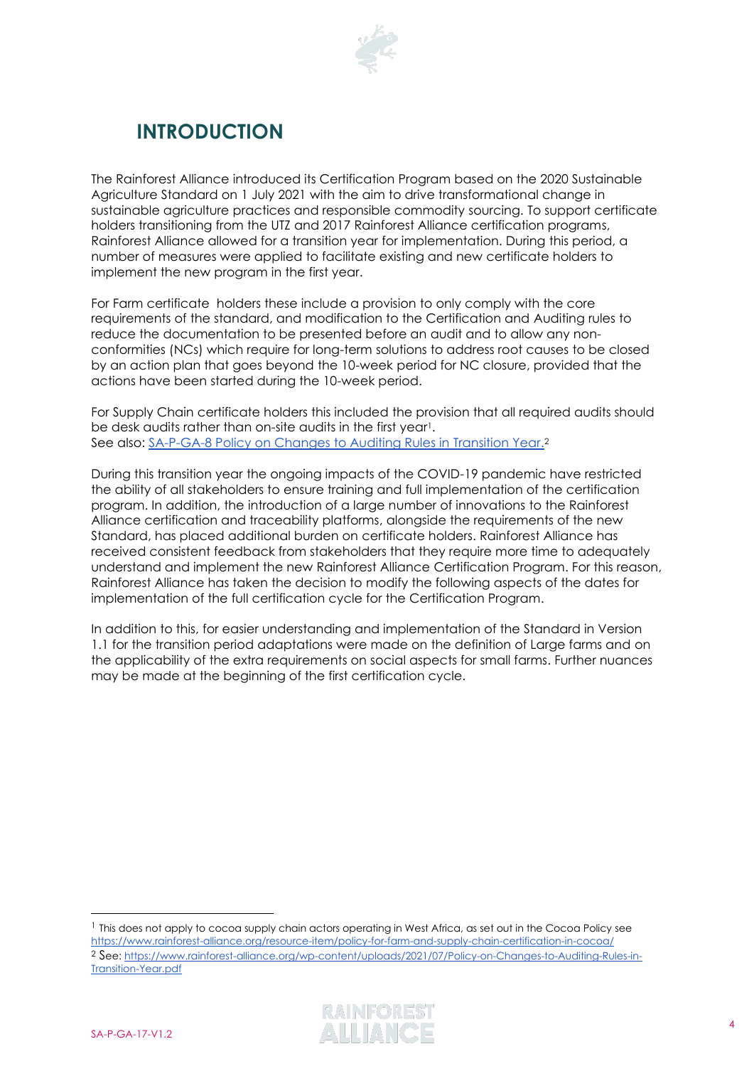# INTRODUCTION

The Rainforest Alliance introduced its Certification Program based on the 2020 Sustainable Agriculture Standard on 1 July 2021 with the aim to drive transformational change in sustainable agriculture practices and responsible commodity sourcing. To support certificate holders transitioning from the UTZ and 2017 Rainforest Alliance certification programs, Rainforest Alliance allowed for a transition year for implementation. During this period, a number of measures were applied to facilitate existing and new certificate holders to implement the new program in the first year.

For Farm certificate holders these include a provision to only comply with the core requirements of the standard, and modification to the Certification and Auditing rules to reduce the documentation to be presented before an audit and to allow any non-conformities (NCs) which require for long-term solutions to address root causes to be closed by an action plan that goes beyond the 10-week period for NC closure, provided that the actions have been started during the 10-week period.

For Supply Chain certificate holders this included the provision that all required audits should be desk audits rather than on-site audits in the first year[1].
See also: [SA-P-GA-8 Policy on Changes to Auditing Rules in Transition Year.](https://www.rainforest-alliance.org/wp-content/uploads/2021/07/Policy-on-Changes-to-Auditing-Rules-in-Transition-Year.pdf)[2]

During this transition year the ongoing impacts of the COVID-19 pandemic have restricted the ability of all stakeholders to ensure training and full implementation of the certification program. In addition, the introduction of a large number of innovations to the Rainforest Alliance certification and traceability platforms, alongside the requirements of the new Standard, has placed additional burden on certificate holders. Rainforest Alliance has received consistent feedback from stakeholders that they require more time to adequately understand and implement the new Rainforest Alliance Certification Program. For this reason, Rainforest Alliance has taken the decision to modify the following aspects of the dates for implementation of the full certification cycle for the Certification Program.

In addition to this, for easier understanding and implementation of the Standard in Version 1.1 for the transition period adaptations were made on the definition of Large farms and on the applicability of the extra requirements on social aspects for small farms. Further nuances may be made at the beginning of the first certification cycle.

---

[1] This does not apply to cocoa supply chain actors operating in West Africa, as set out in the Cocoa Policy see https://www.rainforest-alliance.org/resource-item/policy-for-farm-and-supply-chain-certification-in-cocoa/

[2] See: https://www.rainforest-alliance.org/wp-content/uploads/2021/07/Policy-on-Changes-to-Auditing-Rules-in-Transition-Year.pdf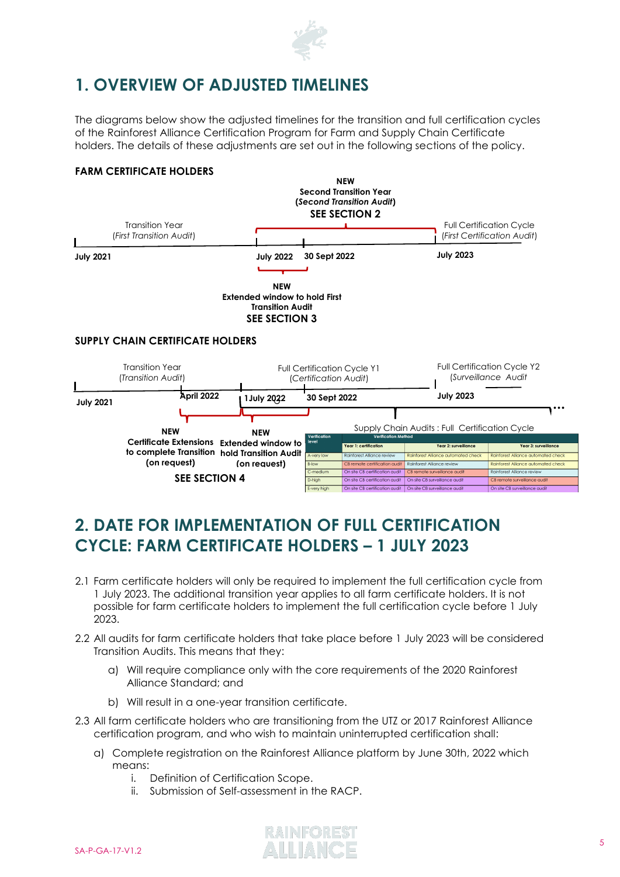# 1. OVERVIEW OF ADJUSTED TIMELINES

The diagrams below show the adjusted timelines for the transition and full certification cycles of the Rainforest Alliance Certification Program for Farm and Supply Chain Certificate holders. The details of these adjustments are set out in the following sections of the policy.

**FARM CERTIFICATE HOLDERS**

**NEW**
**Second Transition Year**
**(*Second Transition Audit*)**
**SEE SECTION 2**

Transition Year
(*First Transition Audit*)

Full Certification Cycle
(*First Certification Audit*)

**July 2021** | **July 2022** | **30 Sept 2022** | **July 2023**

**NEW**
**Extended window to hold First Transition Audit**
**SEE SECTION 3**

**SUPPLY CHAIN CERTIFICATE HOLDERS**

Transition Year
(*Transition Audit*)

Full Certification Cycle Y1
(*Certification Audit*)

Full Certification Cycle Y2
(*Surveillance Audit*)

**July 2021** | **April 2022** | **1 July 2022** | **30 Sept 2022** | **July 2023**

**NEW**
**Certificate Extensions to complete Transition (on request)**

**NEW**
**Extended window to hold Transition Audit (on request)**

**SEE SECTION 4**

Supply Chain Audits : Full Certification Cycle

| Verification level | Verification Method | | |
|---|---|---|---|
| | Year 1: certification | Year 2: surveillance | Year 3: surveillance |
| A-very low | Rainforest Alliance review | Rainforest Alliance automated check | Rainforest Alliance automated check |
| B-low | CB remote certification audit | Rainforest Alliance review | Rainforest Alliance automated check |
| C-medium | On site CB certification audit | CB remote surveillance audit | Rainforest Alliance review |
| D-high | On site CB certification audit | On site CB surveillance audit | CB remote surveillance audit |
| E-very high | On site CB certification audit | On site CB surveillance audit | On site CB surveillance audit |

# 2. DATE FOR IMPLEMENTATION OF FULL CERTIFICATION CYCLE: FARM CERTIFICATE HOLDERS – 1 JULY 2023

2.1 Farm certificate holders will only be required to implement the full certification cycle from 1 July 2023. The additional transition year applies to all farm certificate holders. It is not possible for farm certificate holders to implement the full certification cycle before 1 July 2023.

2.2 All audits for farm certificate holders that take place before 1 July 2023 will be considered Transition Audits. This means that they:

a) Will require compliance only with the core requirements of the 2020 Rainforest Alliance Standard; and

b) Will result in a one-year transition certificate.

2.3 All farm certificate holders who are transitioning from the UTZ or 2017 Rainforest Alliance certification program, and who wish to maintain uninterrupted certification shall:

a) Complete registration on the Rainforest Alliance platform by June 30th, 2022 which means:

i. Definition of Certification Scope.

ii. Submission of Self-assessment in the RACP.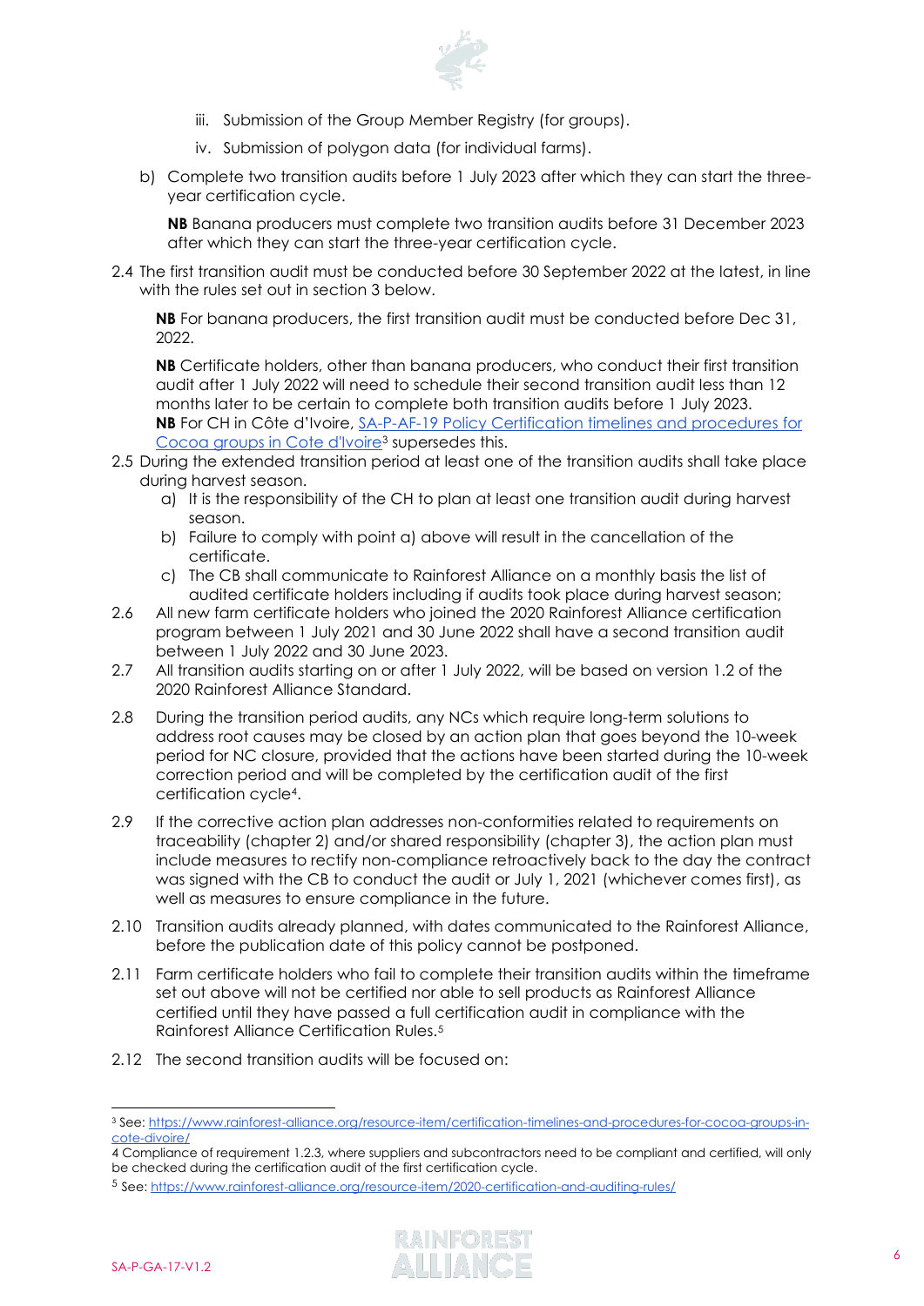iii. Submission of the Group Member Registry (for groups).

iv. Submission of polygon data (for individual farms).

b) Complete two transition audits before 1 July 2023 after which they can start the three-year certification cycle.

**NB** Banana producers must complete two transition audits before 31 December 2023 after which they can start the three-year certification cycle.

2.4 The first transition audit must be conducted before 30 September 2022 at the latest, in line with the rules set out in section 3 below.

**NB** For banana producers, the first transition audit must be conducted before Dec 31, 2022.

**NB** Certificate holders, other than banana producers, who conduct their first transition audit after 1 July 2022 will need to schedule their second transition audit less than 12 months later to be certain to complete both transition audits before 1 July 2023.
**NB** For CH in Côte d'Ivoire, [SA-P-AF-19 Policy Certification timelines and procedures for Cocoa groups in Cote d'Ivoire](https://www.rainforest-alliance.org/resource-item/certification-timelines-and-procedures-for-cocoa-groups-in-cote-divoire/)[3] supersedes this.

2.5 During the extended transition period at least one of the transition audits shall take place during harvest season.

a) It is the responsibility of the CH to plan at least one transition audit during harvest season.

b) Failure to comply with point a) above will result in the cancellation of the certificate.

c) The CB shall communicate to Rainforest Alliance on a monthly basis the list of audited certificate holders including if audits took place during harvest season;

2.6 All new farm certificate holders who joined the 2020 Rainforest Alliance certification program between 1 July 2021 and 30 June 2022 shall have a second transition audit between 1 July 2022 and 30 June 2023.

2.7 All transition audits starting on or after 1 July 2022, will be based on version 1.2 of the 2020 Rainforest Alliance Standard.

2.8 During the transition period audits, any NCs which require long-term solutions to address root causes may be closed by an action plan that goes beyond the 10-week period for NC closure, provided that the actions have been started during the 10-week correction period and will be completed by the certification audit of the first certification cycle[4].

2.9 If the corrective action plan addresses non-conformities related to requirements on traceability (chapter 2) and/or shared responsibility (chapter 3), the action plan must include measures to rectify non-compliance retroactively back to the day the contract was signed with the CB to conduct the audit or July 1, 2021 (whichever comes first), as well as measures to ensure compliance in the future.

2.10 Transition audits already planned, with dates communicated to the Rainforest Alliance, before the publication date of this policy cannot be postponed.

2.11 Farm certificate holders who fail to complete their transition audits within the timeframe set out above will not be certified nor able to sell products as Rainforest Alliance certified until they have passed a full certification audit in compliance with the Rainforest Alliance Certification Rules.[5]

2.12 The second transition audits will be focused on:

---

[3] See: https://www.rainforest-alliance.org/resource-item/certification-timelines-and-procedures-for-cocoa-groups-in-cote-divoire/

[4] Compliance of requirement 1.2.3, where suppliers and subcontractors need to be compliant and certified, will only be checked during the certification audit of the first certification cycle.

[5] See: https://www.rainforest-alliance.org/resource-item/2020-certification-and-auditing-rules/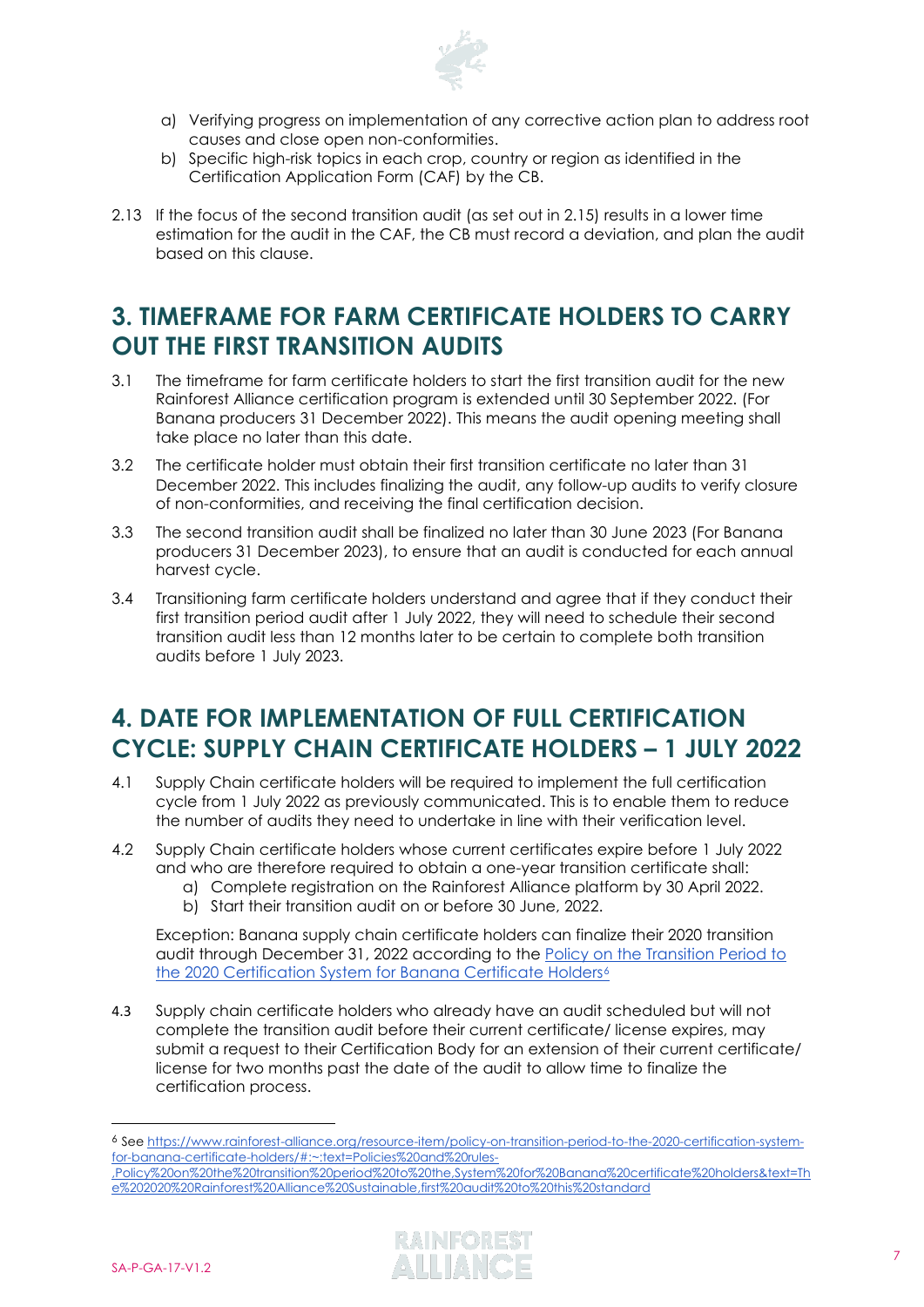a) Verifying progress on implementation of any corrective action plan to address root causes and close open non-conformities.
b) Specific high-risk topics in each crop, country or region as identified in the Certification Application Form (CAF) by the CB.

2.13 If the focus of the second transition audit (as set out in 2.15) results in a lower time estimation for the audit in the CAF, the CB must record a deviation, and plan the audit based on this clause.

## 3. TIMEFRAME FOR FARM CERTIFICATE HOLDERS TO CARRY OUT THE FIRST TRANSITION AUDITS

3.1 The timeframe for farm certificate holders to start the first transition audit for the new Rainforest Alliance certification program is extended until 30 September 2022. (For Banana producers 31 December 2022). This means the audit opening meeting shall take place no later than this date.

3.2 The certificate holder must obtain their first transition certificate no later than 31 December 2022. This includes finalizing the audit, any follow-up audits to verify closure of non-conformities, and receiving the final certification decision.

3.3 The second transition audit shall be finalized no later than 30 June 2023 (For Banana producers 31 December 2023), to ensure that an audit is conducted for each annual harvest cycle.

3.4 Transitioning farm certificate holders understand and agree that if they conduct their first transition period audit after 1 July 2022, they will need to schedule their second transition audit less than 12 months later to be certain to complete both transition audits before 1 July 2023.

## 4. DATE FOR IMPLEMENTATION OF FULL CERTIFICATION CYCLE: SUPPLY CHAIN CERTIFICATE HOLDERS – 1 JULY 2022

4.1 Supply Chain certificate holders will be required to implement the full certification cycle from 1 July 2022 as previously communicated. This is to enable them to reduce the number of audits they need to undertake in line with their verification level.

4.2 Supply Chain certificate holders whose current certificates expire before 1 July 2022 and who are therefore required to obtain a one-year transition certificate shall:
a) Complete registration on the Rainforest Alliance platform by 30 April 2022.
b) Start their transition audit on or before 30 June, 2022.

Exception: Banana supply chain certificate holders can finalize their 2020 transition audit through December 31, 2022 according to the Policy on the Transition Period to the 2020 Certification System for Banana Certificate Holders[6]

4.3 Supply chain certificate holders who already have an audit scheduled but will not complete the transition audit before their current certificate/ license expires, may submit a request to their Certification Body for an extension of their current certificate/ license for two months past the date of the audit to allow time to finalize the certification process.

---

[6] See https://www.rainforest-alliance.org/resource-item/policy-on-transition-period-to-the-2020-certification-system-for-banana-certificate-holders/#:~:text=Policies%20and%20rules-,Policy%20on%20the%20transition%20period%20to%20the,System%20for%20Banana%20certificate%20holders&text=The%202020%20Rainforest%20Alliance%20Sustainable,first%20audit%20to%20this%20standard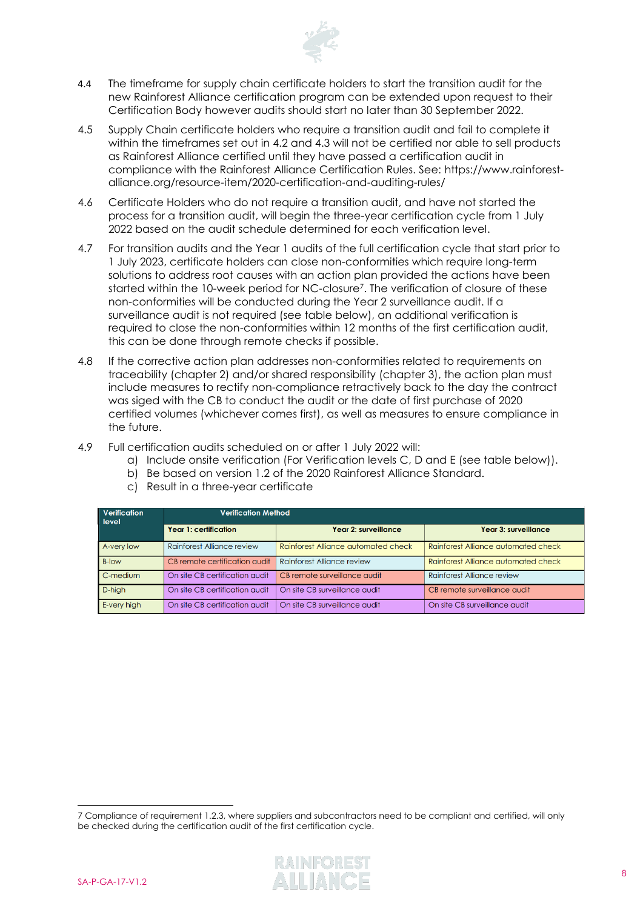4.4 The timeframe for supply chain certificate holders to start the transition audit for the new Rainforest Alliance certification program can be extended upon request to their Certification Body however audits should start no later than 30 September 2022.

4.5 Supply Chain certificate holders who require a transition audit and fail to complete it within the timeframes set out in 4.2 and 4.3 will not be certified nor able to sell products as Rainforest Alliance certified until they have passed a certification audit in compliance with the Rainforest Alliance Certification Rules. See: https://www.rainforest-alliance.org/resource-item/2020-certification-and-auditing-rules/

4.6 Certificate Holders who do not require a transition audit, and have not started the process for a transition audit, will begin the three-year certification cycle from 1 July 2022 based on the audit schedule determined for each verification level.

4.7 For transition audits and the Year 1 audits of the full certification cycle that start prior to 1 July 2023, certificate holders can close non-conformities which require long-term solutions to address root causes with an action plan provided the actions have been started within the 10-week period for NC-closure[7]. The verification of closure of these non-conformities will be conducted during the Year 2 surveillance audit. If a surveillance audit is not required (see table below), an additional verification is required to close the non-conformities within 12 months of the first certification audit, this can be done through remote checks if possible.

4.8 If the corrective action plan addresses non-conformities related to requirements on traceability (chapter 2) and/or shared responsibility (chapter 3), the action plan must include measures to rectify non-compliance retractively back to the day the contract was siged with the CB to conduct the audit or the date of first purchase of 2020 certified volumes (whichever comes first), as well as measures to ensure compliance in the future.

4.9 Full certification audits scheduled on or after 1 July 2022 will:

a) Include onsite verification (For Verification levels C, D and E (see table below)).
b) Be based on version 1.2 of the 2020 Rainforest Alliance Standard.
c) Result in a three-year certificate

| Verification level | Verification Method | | |
|---|---|---|---|
| | Year 1: certification | Year 2: surveillance | Year 3: surveillance |
| A-very low | Rainforest Alliance review | Rainforest Alliance automated check | Rainforest Alliance automated check |
| B-low | CB remote certification audit | Rainforest Alliance review | Rainforest Alliance automated check |
| C-medium | On site CB certification audit | CB remote surveillance audit | Rainforest Alliance review |
| D-high | On site CB certification audit | On site CB surveillance audit | CB remote surveillance audit |
| E-very high | On site CB certification audit | On site CB surveillance audit | On site CB surveillance audit |

7 Compliance of requirement 1.2.3, where suppliers and subcontractors need to be compliant and certified, will only be checked during the certification audit of the first certification cycle.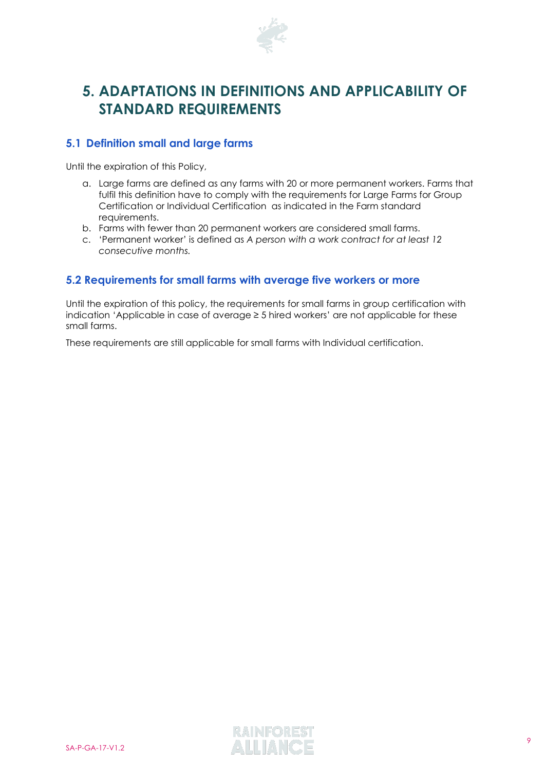# 5. ADAPTATIONS IN DEFINITIONS AND APPLICABILITY OF STANDARD REQUIREMENTS

## 5.1 Definition small and large farms

Until the expiration of this Policy,

a. Large farms are defined as any farms with 20 or more permanent workers. Farms that fulfil this definition have to comply with the requirements for Large Farms for Group Certification or Individual Certification as indicated in the Farm standard requirements.
b. Farms with fewer than 20 permanent workers are considered small farms.
c. 'Permanent worker' is defined as *A person with a work contract for at least 12 consecutive months.*

## 5.2 Requirements for small farms with average five workers or more

Until the expiration of this policy, the requirements for small farms in group certification with indication 'Applicable in case of average ≥ 5 hired workers' are not applicable for these small farms.

These requirements are still applicable for small farms with Individual certification.